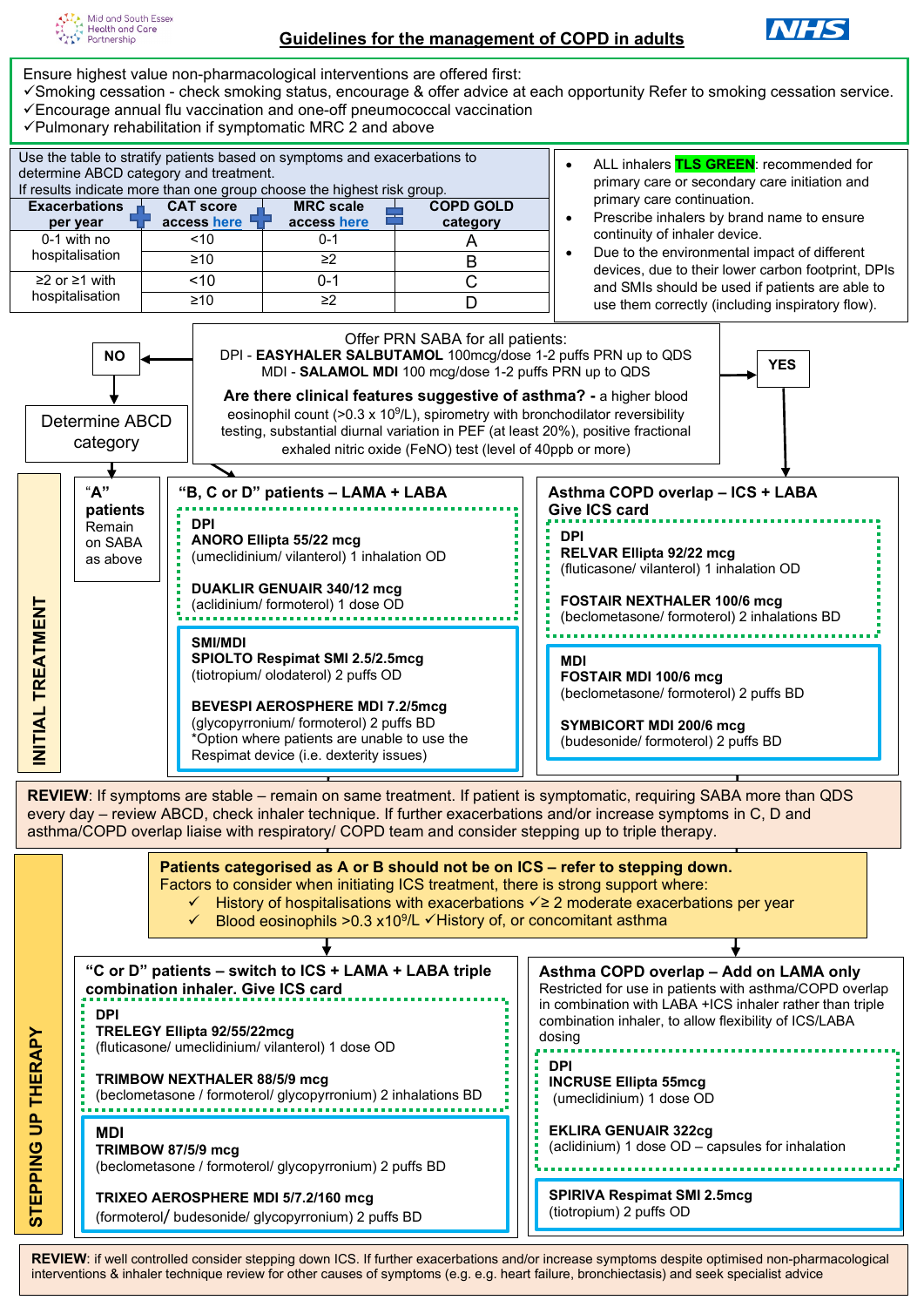Mid and South Essex Health and Care Partnership

# Guidelines for the management of COPD in adults

Ensure highest value non-pharmacological interventions are offered first:

- ✓Smoking cessation - check smoking status, encourage & offer advice at each opportunity Refer to smoking cessation service.
- ✓Encourage annual flu vaccination and one-off pneumococcal vaccination
- ✓Pulmonary rehabilitation if symptomatic MRC 2 and above

Use the table to stratify patients based on symptoms and exacerbations to determine ABCD category and treatment.
If results indicate more than one group choose the highest risk group.

| Exacerbations per year | + CAT score access here | + MRC scale access here | = COPD GOLD category |
|---|---|---|---|
| 0-1 with no hospitalisation | <10 | 0-1 | A |
| | ≥10 | ≥2 | B |
| ≥2 or ≥1 with hospitalisation | <10 | 0-1 | C |
| | ≥10 | ≥2 | D |

- ALL inhalers **TLS GREEN**: recommended for primary care or secondary care initiation and primary care continuation.
- Prescribe inhalers by brand name to ensure continuity of inhaler device.
- Due to the environmental impact of different devices, due to their lower carbon footprint, DPIs and SMIs should be used if patients are able to use them correctly (including inspiratory flow).

Offer PRN SABA for all patients:
DPI - **EASYHALER SALBUTAMOL** 100mcg/dose 1-2 puffs PRN up to QDS
MDI - **SALAMOL MDI** 100 mcg/dose 1-2 puffs PRN up to QDS

**Are there clinical features suggestive of asthma? -** a higher blood eosinophil count (>0.3 x $10^9$/L), spirometry with bronchodilator reversibility testing, substantial diurnal variation in PEF (at least 20%), positive fractional exhaled nitric oxide (FeNO) test (level of 40ppb or more)

**NO** → Determine ABCD category

**YES** → Asthma COPD overlap

## INITIAL TREATMENT

**"A" patients**
Remain on SABA as above

**"B, C or D" patients – LAMA + LABA**

DPI
**ANORO Ellipta 55/22 mcg**
(umeclidinium/ vilanterol) 1 inhalation OD

**DUAKLIR GENUAIR 340/12 mcg**
(aclidinium/ formoterol) 1 dose OD

SMI/MDI
**SPIOLTO Respimat SMI 2.5/2.5mcg**
(tiotropium/ olodaterol) 2 puffs OD

**BEVESPI AEROSPHERE MDI 7.2/5mcg**
(glycopyrronium/ formoterol) 2 puffs BD
*Option where patients are unable to use the Respimat device (i.e. dexterity issues)

**Asthma COPD overlap – ICS + LABA**
**Give ICS card**

DPI
**RELVAR Ellipta 92/22 mcg**
(fluticasone/ vilanterol) 1 inhalation OD

**FOSTAIR NEXTHALER 100/6 mcg**
(beclometasone/ formoterol) 2 inhalations BD

MDI
**FOSTAIR MDI 100/6 mcg**
(beclometasone/ formoterol) 2 puffs BD

**SYMBICORT MDI 200/6 mcg**
(budesonide/ formoterol) 2 puffs BD

**REVIEW**: If symptoms are stable – remain on same treatment. If patient is symptomatic, requiring SABA more than QDS every day – review ABCD, check inhaler technique. If further exacerbations and/or increase symptoms in C, D and asthma/COPD overlap liaise with respiratory/ COPD team and consider stepping up to triple therapy.

## STEPPING UP THERAPY

**Patients categorised as A or B should not be on ICS – refer to stepping down.**
Factors to consider when initiating ICS treatment, there is strong support where:

- ✓ History of hospitalisations with exacerbations ✓≥ 2 moderate exacerbations per year
- ✓ Blood eosinophils >0.3 x$10^9$/L ✓History of, or concomitant asthma

**"C or D" patients – switch to ICS + LAMA + LABA triple combination inhaler. Give ICS card**

DPI
**TRELEGY Ellipta 92/55/22mcg**
(fluticasone/ umeclidinium/ vilanterol) 1 dose OD

**TRIMBOW NEXTHALER 88/5/9 mcg**
(beclometasone / formoterol/ glycopyrronium) 2 inhalations BD

MDI
**TRIMBOW 87/5/9 mcg**
(beclometasone / formoterol/ glycopyrronium) 2 puffs BD

**TRIXEO AEROSPHERE MDI 5/7.2/160 mcg**
(formoterol/ budesonide/ glycopyrronium) 2 puffs BD

**Asthma COPD overlap – Add on LAMA only**
Restricted for use in patients with asthma/COPD overlap in combination with LABA +ICS inhaler rather than triple combination inhaler, to allow flexibility of ICS/LABA dosing

DPI
**INCRUSE Ellipta 55mcg**
(umeclidinium) 1 dose OD

**EKLIRA GENUAIR 322cg**
(aclidinium) 1 dose OD – capsules for inhalation

**SPIRIVA Respimat SMI 2.5mcg**
(tiotropium) 2 puffs OD

**REVIEW**: if well controlled consider stepping down ICS. If further exacerbations and/or increase symptoms despite optimised non-pharmacological interventions & inhaler technique review for other causes of symptoms (e.g. e.g. heart failure, bronchiectasis) and seek specialist advice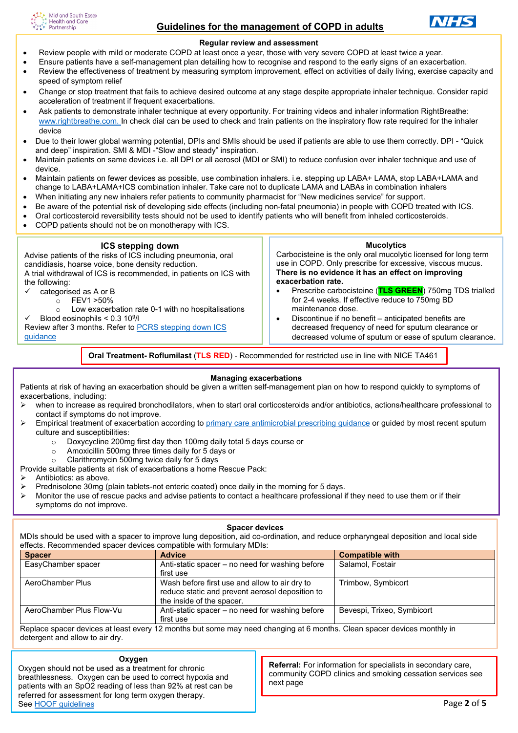Mid and South Essex Health and Care Partnership

# Guidelines for the management of COPD in adults

NHS

## Regular review and assessment

- Review people with mild or moderate COPD at least once a year, those with very severe COPD at least twice a year.
- Ensure patients have a self-management plan detailing how to recognise and respond to the early signs of an exacerbation.
- Review the effectiveness of treatment by measuring symptom improvement, effect on activities of daily living, exercise capacity and speed of symptom relief
- Change or stop treatment that fails to achieve desired outcome at any stage despite appropriate inhaler technique. Consider rapid acceleration of treatment if frequent exacerbations.
- Ask patients to demonstrate inhaler technique at every opportunity. For training videos and inhaler information RightBreathe: [www.rightbreathe.com.](www.rightbreathe.com) In check dial can be used to check and train patients on the inspiratory flow rate required for the inhaler device
- Due to their lower global warming potential, DPIs and SMIs should be used if patients are able to use them correctly. DPI - "Quick and deep" inspiration. SMI & MDI -"Slow and steady" inspiration.
- Maintain patients on same devices i.e. all DPI or all aerosol (MDI or SMI) to reduce confusion over inhaler technique and use of device.
- Maintain patients on fewer devices as possible, use combination inhalers. i.e. stepping up LABA+ LAMA, stop LABA+LAMA and change to LABA+LAMA+ICS combination inhaler. Take care not to duplicate LAMA and LABAs in combination inhalers
- When initiating any new inhalers refer patients to community pharmacist for "New medicines service" for support.
- Be aware of the potential risk of developing side effects (including non-fatal pneumonia) in people with COPD treated with ICS.
- Oral corticosteroid reversibility tests should not be used to identify patients who will benefit from inhaled corticosteroids.
- COPD patients should not be on monotherapy with ICS.

## ICS stepping down

Advise patients of the risks of ICS including pneumonia, oral candidiasis, hoarse voice, bone density reduction.

A trial withdrawal of ICS is recommended, in patients on ICS with the following:

- ✓ categorised as A or B
  - FEV1 >50%
  - Low exacerbation rate 0-1 with no hospitalisations
- ✓ Blood eosinophils < 0.3 $10^9$/l

Review after 3 months. Refer to [PCRS stepping down ICS guidance]()

## Mucolytics

Carbocisteine is the only oral mucolytic licensed for long term use in COPD. Only prescribe for excessive, viscous mucus. **There is no evidence it has an effect on improving exacerbation rate.**

- Prescribe carbocisteine (**TLS GREEN**) 750mg TDS trialled for 2-4 weeks. If effective reduce to 750mg BD maintenance dose.
- Discontinue if no benefit – anticipated benefits are decreased frequency of need for sputum clearance or decreased volume of sputum or ease of sputum clearance.

**Oral Treatment- Roflumilast** (**TLS RED**) - Recommended for restricted use in line with NICE TA461

## Managing exacerbations

Patients at risk of having an exacerbation should be given a written self-management plan on how to respond quickly to symptoms of exacerbations, including:

- when to increase as required bronchodilators, when to start oral corticosteroids and/or antibiotics, actions/healthcare professional to contact if symptoms do not improve.
- Empirical treatment of exacerbation according to [primary care antimicrobial prescribing guidance]() or guided by most recent sputum culture and susceptibilities:
  - Doxycycline 200mg first day then 100mg daily total 5 days course or
  - Amoxicillin 500mg three times daily for 5 days or
  - Clarithromycin 500mg twice daily for 5 days

Provide suitable patients at risk of exacerbations a home Rescue Pack:

- Antibiotics: as above.
- Prednisolone 30mg (plain tablets-not enteric coated) once daily in the morning for 5 days.
- Monitor the use of rescue packs and advise patients to contact a healthcare professional if they need to use them or if their symptoms do not improve.

## Spacer devices

MDIs should be used with a spacer to improve lung deposition, aid co-ordination, and reduce orpharyngeal deposition and local side effects. Recommended spacer devices compatible with formulary MDIs:

| Spacer | Advice | Compatible with |
|---|---|---|
| EasyChamber spacer | Anti-static spacer – no need for washing before first use | Salamol, Fostair |
| AeroChamber Plus | Wash before first use and allow to air dry to reduce static and prevent aerosol deposition to the inside of the spacer. | Trimbow, Symbicort |
| AeroChamber Plus Flow-Vu | Anti-static spacer – no need for washing before first use | Bevespi, Trixeo, Symbicort |

Replace spacer devices at least every 12 months but some may need changing at 6 months. Clean spacer devices monthly in detergent and allow to air dry.

## Oxygen

Oxygen should not be used as a treatment for chronic breathlessness. Oxygen can be used to correct hypoxia and patients with an SpO2 reading of less than 92% at rest can be referred for assessment for long term oxygen therapy.

See [HOOF guidelines]()

**Referral:** For information for specialists in secondary care, community COPD clinics and smoking cessation services see next page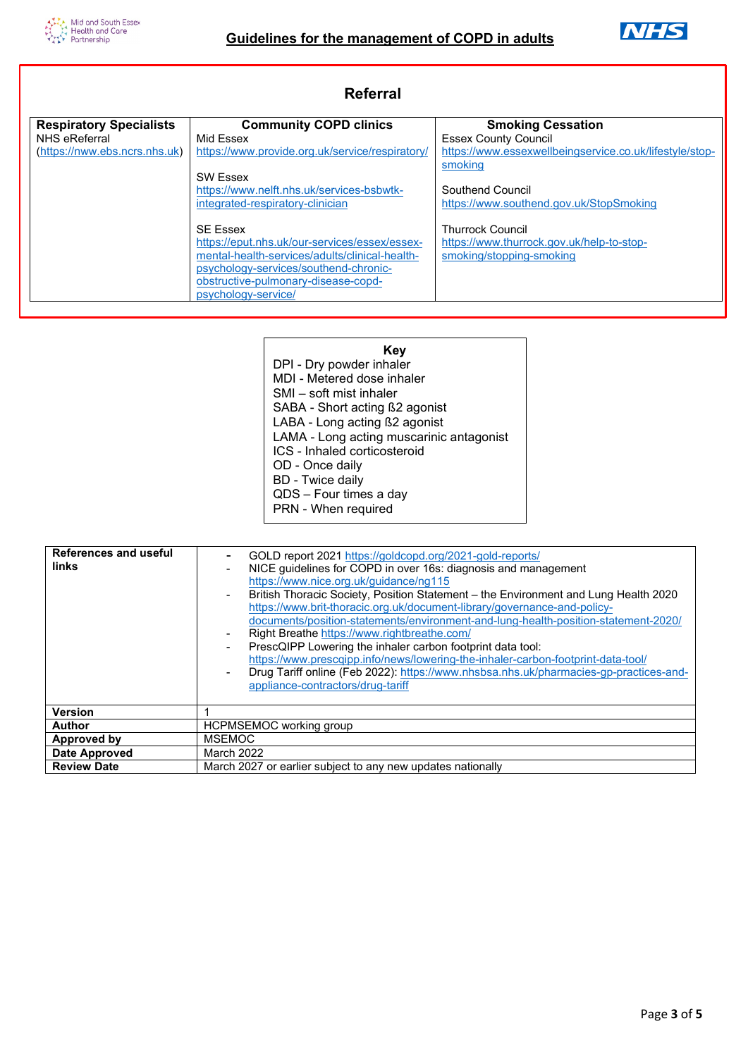## Referral

| Respiratory Specialists | Community COPD clinics | Smoking Cessation |
|---|---|---|
| NHS eReferral (https://nww.ebs.ncrs.nhs.uk) | Mid Essex<br>https://www.provide.org.uk/service/respiratory/<br><br>SW Essex<br>https://www.nelft.nhs.uk/services-bsbwtk-integrated-respiratory-clinician<br><br>SE Essex<br>https://eput.nhs.uk/our-services/essex/essex-mental-health-services/adults/clinical-health-psychology-services/southend-chronic-obstructive-pulmonary-disease-copd-psychology-service/ | Essex County Council<br>https://www.essexwellbeingservice.co.uk/lifestyle/stop-smoking<br><br>Southend Council<br>https://www.southend.gov.uk/StopSmoking<br><br>Thurrock Council<br>https://www.thurrock.gov.uk/help-to-stop-smoking/stopping-smoking |

**Key**

DPI - Dry powder inhaler
MDI - Metered dose inhaler
SMI – soft mist inhaler
SABA - Short acting ß2 agonist
LABA - Long acting ß2 agonist
LAMA - Long acting muscarinic antagonist
ICS - Inhaled corticosteroid
OD - Once daily
BD - Twice daily
QDS – Four times a day
PRN - When required

| | |
|---|---|
| **References and useful links** | - GOLD report 2021 https://goldcopd.org/2021-gold-reports/<br>- NICE guidelines for COPD in over 16s: diagnosis and management https://www.nice.org.uk/guidance/ng115<br>- British Thoracic Society, Position Statement – the Environment and Lung Health 2020 https://www.brit-thoracic.org.uk/document-library/governance-and-policy-documents/position-statements/environment-and-lung-health-position-statement-2020/<br>- Right Breathe https://www.rightbreathe.com/<br>- PrescQIPP Lowering the inhaler carbon footprint data tool: https://www.prescqipp.info/news/lowering-the-inhaler-carbon-footprint-data-tool/<br>- Drug Tariff online (Feb 2022): https://www.nhsbsa.nhs.uk/pharmacies-gp-practices-and-appliance-contractors/drug-tariff |
| **Version** | 1 |
| **Author** | HCPMSEMOC working group |
| **Approved by** | MSEMOC |
| **Date Approved** | March 2022 |
| **Review Date** | March 2027 or earlier subject to any new updates nationally |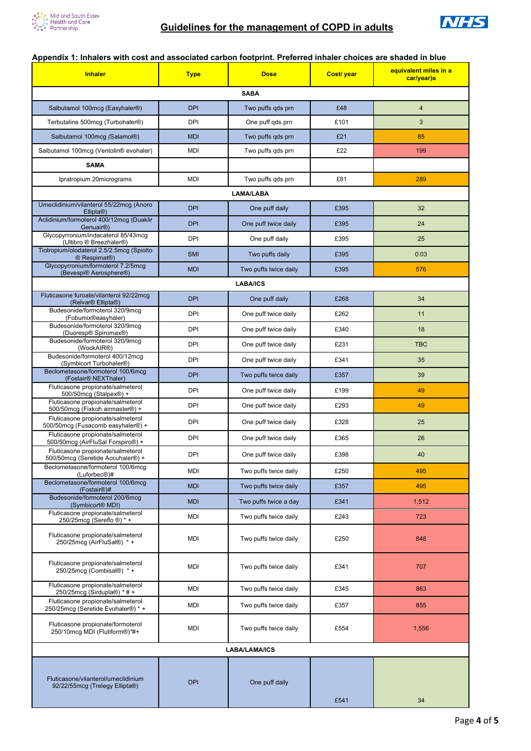## Appendix 1: Inhalers with cost and associated carbon footprint. Preferred inhaler choices are shaded in blue

| Inhaler | Type | Dose | Cost/ year | equivalent miles in a car/year)a |
|---|---|---|---|---|
| **SABA** | | | | |
| Salbutamol 100mcg (Easyhaler®) | DPI | Two puffs qds prn | £48 | 4 |
| Terbutaline 500mcg (Turbohaler®) | DPI | One puff qds prn | £101 | 3 |
| Salbutamol 100mcg (Salamol®) | MDI | Two puffs qds prn | £21 | 85 |
| Salbutamol 100mcg (Ventolin® evohaler) | MDI | Two puffs qds prn | £22 | 199 |
| **SAMA** | | | | |
| Ipratropium 20micrograms | MDI | Two puffs qds prn | £81 | 289 |
| **LAMA/LABA** | | | | |
| Umeclidinium/vilanterol 55/22mcg (Anoro Ellipta®) | DPI | One puff daily | £395 | 32 |
| Aclidinium/formoterol 400/12mcg (Duaklir Genuair®) | DPI | One puff twice daily | £395 | 24 |
| Glycopyrronium/indacaterol 85/43mcg (Ultibro ® Breezhaler®) | DPI | One puff daily | £395 | 25 |
| Tiotropium/olodaterol 2.5/2.5mcg (Spiolto ® Respimat®) | SMI | Two puffs daily | £395 | 0.03 |
| Glycopyrronium/formoterol 7.2/5mcg (Bevespi® Aerosphere®) | MDI | Two puffs twice daily | £395 | 576 |
| **LABA/ICS** | | | | |
| Fluticasone furoate/vilanterol 92/22mcg (Relvar® Ellipta®) | DPI | One puff daily | £268 | 34 |
| Budesonide/formoterol 320/9mcg (Fobumix®easyhaler) | DPI | One puff twice daily | £262 | 11 |
| Budesonide/formoterol 320/9mcg (Duoresp® Spiromax®) | DPI | One puff twice daily | £340 | 18 |
| Budesonide/formoterol 320/9mcg (WockAIR®) | DPI | One puff twice daily | £231 | TBC |
| Budesonide/formoterol 400/12mcg (Symbicort Turbohaler®) | DPI | One puff twice daily | £341 | 35 |
| Beclometasone/formoterol 100/6mcg (Fostair® NEXThaler) | DPI | Two puffs twice daily | £357 | 39 |
| Fluticasone propionate/salmeterol 500/50mcg (Stalpex®) + | DPI | One puff twice daily | £199 | 49 |
| Fluticasone propionate/salmeterol 500/50mcg (Fixkoh airmaster®) + | DPI | One puff twice daily | £293 | 49 |
| Fluticasone propionate/salmeterol 500/50mcg (Fusacomb easyhaler®) + | DPI | One puff twice daily | £328 | 25 |
| Fluticasone propionate/salmeterol 500/50mcg (AirFluSal Forspiro®) + | DPI | One puff twice daily | £365 | 26 |
| Fluticasone propionate/salmeterol 500/50mcg (Seretide Accuhaler®) + | DPI | One puff twice daily | £398 | 40 |
| Beclometasone/formoterol 100/6mcg (Luforbec®)# | MDI | Two puffs twice daily | £250 | 495 |
| Beclometasone/formoterol 100/6mcg (Fostair®)# | MDI | Two puffs twice daily | £357 | 495 |
| Budesonide/formoterol 200/6mcg (Symbicort® MDI) | MDI | Two puffs twice a day | £341 | 1,512 |
| Fluticasone propionate/salmeterol 250/25mcg (Sereflo ®) * + | MDI | Two puffs twice daily | £243 | 723 |
| Fluticasone propionate/salmeterol 250/25mcg (AirFluSal®) * + | MDI | Two puffs twice daily | £250 | 848 |
| Fluticasone propionate/salmeterol 250/25mcg (Combisal®) * + | MDI | Two puffs twice daily | £341 | 707 |
| Fluticasone propionate/salmeterol 250/25mcg (Sirdupla®) * # + | MDI | Two puffs twice daily | £345 | 863 |
| Fluticasone propionate/salmeterol 250/25mcg (Seretide Evohaler®) * + | MDI | Two puffs twice daily | £357 | 855 |
| Fluticasone propionate/formoterol 250/10mcg MDI (Flutiform®)*#+ | MDI | Two puffs twice daily | £554 | 1,556 |
| **LABA/LAMA/ICS** | | | | |
| Fluticasone/vilanterol/umeclidinium 92/22/55mcg (Trelegy Ellipta®) | DPI | One puff daily | £541 | 34 |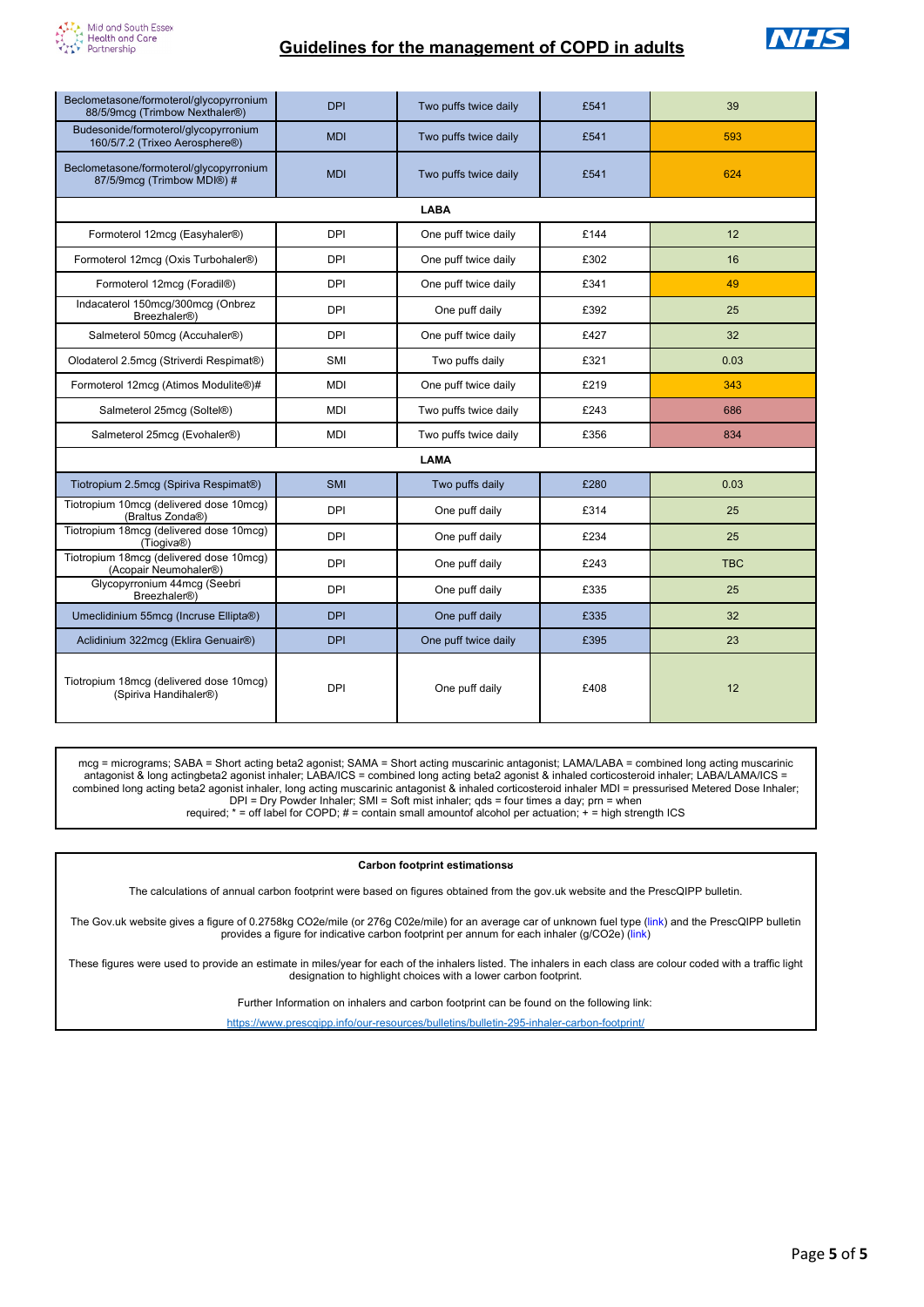# Guidelines for the management of COPD in adults

| | | | | |
|---|---|---|---|---|
| Beclometasone/formoterol/glycopyrronium 88/5/9mcg (Trimbow Nexthaler®) | DPI | Two puffs twice daily | £541 | 39 |
| Budesonide/formoterol/glycopyrronium 160/5/7.2 (Trixeo Aerosphere®) | MDI | Two puffs twice daily | £541 | 593 |
| Beclometasone/formoterol/glycopyrronium 87/5/9mcg (Trimbow MDI®) # | MDI | Two puffs twice daily | £541 | 624 |
| **LABA** | | | | |
| Formoterol 12mcg (Easyhaler®) | DPI | One puff twice daily | £144 | 12 |
| Formoterol 12mcg (Oxis Turbohaler®) | DPI | One puff twice daily | £302 | 16 |
| Formoterol 12mcg (Foradil®) | DPI | One puff twice daily | £341 | 49 |
| Indacaterol 150mcg/300mcg (Onbrez Breezhaler®) | DPI | One puff daily | £392 | 25 |
| Salmeterol 50mcg (Accuhaler®) | DPI | One puff twice daily | £427 | 32 |
| Olodaterol 2.5mcg (Striverdi Respimat®) | SMI | Two puffs daily | £321 | 0.03 |
| Formoterol 12mcg (Atimos Modulite®)# | MDI | One puff twice daily | £219 | 343 |
| Salmeterol 25mcg (Soltel®) | MDI | Two puffs twice daily | £243 | 686 |
| Salmeterol 25mcg (Evohaler®) | MDI | Two puffs twice daily | £356 | 834 |
| **LAMA** | | | | |
| Tiotropium 2.5mcg (Spiriva Respimat®) | SMI | Two puffs daily | £280 | 0.03 |
| Tiotropium 10mcg (delivered dose 10mcg) (Braltus Zonda®) | DPI | One puff daily | £314 | 25 |
| Tiotropium 18mcg (delivered dose 10mcg) (Tiogiva®) | DPI | One puff daily | £234 | 25 |
| Tiotropium 18mcg (delivered dose 10mcg) (Acopair Neumohaler®) | DPI | One puff daily | £243 | TBC |
| Glycopyrronium 44mcg (Seebri Breezhaler®) | DPI | One puff daily | £335 | 25 |
| Umeclidinium 55mcg (Incruse Ellipta®) | DPI | One puff daily | £335 | 32 |
| Aclidinium 322mcg (Eklira Genuair®) | DPI | One puff twice daily | £395 | 23 |
| Tiotropium 18mcg (delivered dose 10mcg) (Spiriva Handihaler®) | DPI | One puff daily | £408 | 12 |

mcg = micrograms; SABA = Short acting beta2 agonist; SAMA = Short acting muscarinic antagonist; LAMA/LABA = combined long acting muscarinic antagonist & long actingbeta2 agonist inhaler; LABA/ICS = combined long acting beta2 agonist & inhaled corticosteroid inhaler; LABA/LAMA/ICS = combined long acting beta2 agonist inhaler, long acting muscarinic antagonist & inhaled corticosteroid inhaler MDI = pressurised Metered Dose Inhaler; DPI = Dry Powder Inhaler; SMI = Soft mist inhaler; qds = four times a day; prn = when required; * = off label for COPD; # = contain small amountof alcohol per actuation; + = high strength ICS

**Carbon footprint estimationss**

The calculations of annual carbon footprint were based on figures obtained from the gov.uk website and the PrescQIPP bulletin.

The Gov.uk website gives a figure of 0.2758kg CO2e/mile (or 276g C02e/mile) for an average car of unknown fuel type (link) and the PrescQIPP bulletin provides a figure for indicative carbon footprint per annum for each inhaler (g/CO2e) (link)

These figures were used to provide an estimate in miles/year for each of the inhalers listed. The inhalers in each class are colour coded with a traffic light designation to highlight choices with a lower carbon footprint.

Further Information on inhalers and carbon footprint can be found on the following link:

https://www.prescqipp.info/our-resources/bulletins/bulletin-295-inhaler-carbon-footprint/